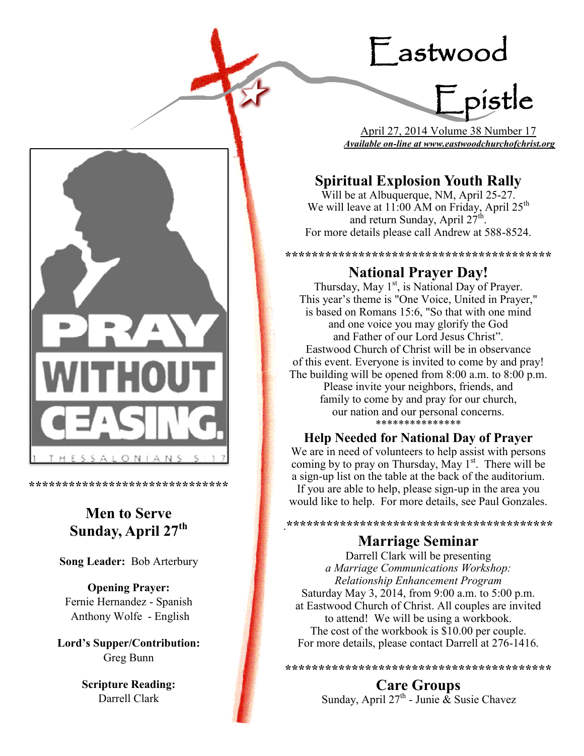# Eastwood Epistle

April 27, 2014 Volume 38 Number 17

***Available on-line at www.eastwoodchurchofchrist.org***

PRAY WITHOUT CEASING.

1 THESSALONIANS 5:17

******************************

## Men to Serve Sunday, April 27th

**Song Leader:** Bob Arterbury

**Opening Prayer:**
Fernie Hernandez - Spanish
Anthony Wolfe - English

**Lord's Supper/Contribution:**
Greg Bunn

**Scripture Reading:**
Darrell Clark

## Spiritual Explosion Youth Rally

Will be at Albuquerque, NM, April 25-27.
We will leave at 11:00 AM on Friday, April 25th and return Sunday, April 27th.
For more details please call Andrew at 588-8524.

****************************************

## National Prayer Day!

Thursday, May 1st, is National Day of Prayer.
This year's theme is "One Voice, United in Prayer," is based on Romans 15:6, "So that with one mind and one voice you may glorify the God and Father of our Lord Jesus Christ".
Eastwood Church of Christ will be in observance of this event. Everyone is invited to come by and pray!
The building will be opened from 8:00 a.m. to 8:00 p.m.
Please invite your neighbors, friends, and family to come by and pray for our church, our nation and our personal concerns.

***************

## Help Needed for National Day of Prayer

We are in need of volunteers to help assist with persons coming by to pray on Thursday, May 1st. There will be a sign-up list on the table at the back of the auditorium. If you are able to help, please sign-up in the area you would like to help. For more details, see Paul Gonzales.

****************************************

## Marriage Seminar

Darrell Clark will be presenting
*a Marriage Communications Workshop: Relationship Enhancement Program*
Saturday May 3, 2014, from 9:00 a.m. to 5:00 p.m.
at Eastwood Church of Christ. All couples are invited to attend! We will be using a workbook.
The cost of the workbook is $10.00 per couple.
For more details, please contact Darrell at 276-1416.

****************************************

## Care Groups

Sunday, April 27th - Junie & Susie Chavez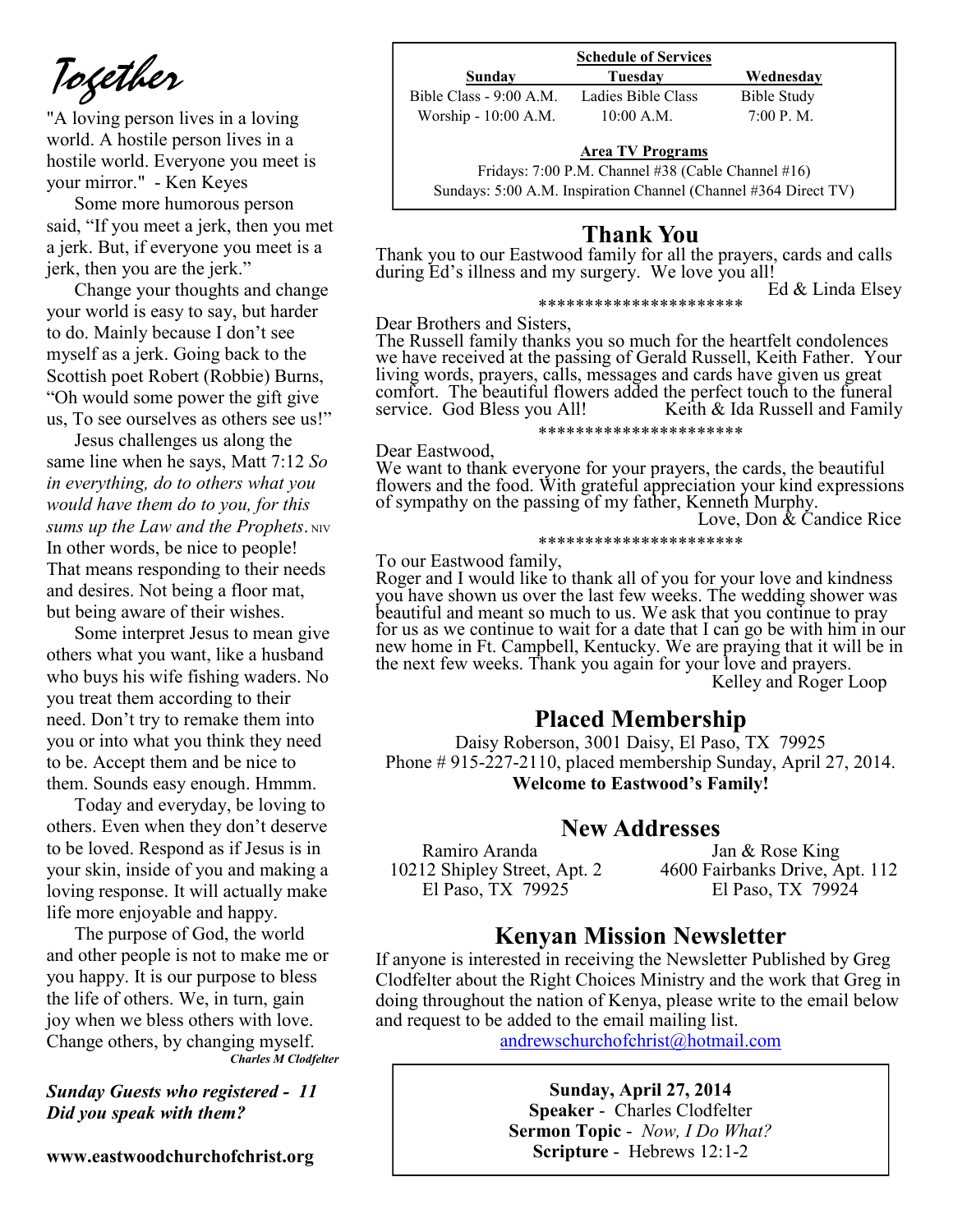# Together

"A loving person lives in a loving world. A hostile person lives in a hostile world. Everyone you meet is your mirror." - Ken Keyes

Some more humorous person said, "If you meet a jerk, then you met a jerk. But, if everyone you meet is a jerk, then you are the jerk."

Change your thoughts and change your world is easy to say, but harder to do. Mainly because I don't see myself as a jerk. Going back to the Scottish poet Robert (Robbie) Burns, "Oh would some power the gift give us, To see ourselves as others see us!"

Jesus challenges us along the same line when he says, Matt 7:12 *So in everything, do to others what you would have them do to you, for this sums up the Law and the Prophets*. NIV In other words, be nice to people! That means responding to their needs and desires. Not being a floor mat, but being aware of their wishes.

Some interpret Jesus to mean give others what you want, like a husband who buys his wife fishing waders. No you treat them according to their need. Don't try to remake them into you or into what you think they need to be. Accept them and be nice to them. Sounds easy enough. Hmmm.

Today and everyday, be loving to others. Even when they don't deserve to be loved. Respond as if Jesus is in your skin, inside of you and making a loving response. It will actually make life more enjoyable and happy.

The purpose of God, the world and other people is not to make me or you happy. It is our purpose to bless the life of others. We, in turn, gain joy when we bless others with love. Change others, by changing myself.

***Charles M Clodfelter***

***Sunday Guests who registered - 11***
***Did you speak with them?***

**www.eastwoodchurchofchrist.org**

**Schedule of Services**

| Sunday | Tuesday | Wednesday |
|---|---|---|
| Bible Class - 9:00 A.M. | Ladies Bible Class | Bible Study |
| Worship - 10:00 A.M. | 10:00 A.M. | 7:00 P. M. |

**Area TV Programs**

Fridays: 7:00 P.M. Channel #38 (Cable Channel #16)
Sundays: 5:00 A.M. Inspiration Channel (Channel #364 Direct TV)

## Thank You

Thank you to our Eastwood family for all the prayers, cards and calls during Ed's illness and my surgery. We love you all!

Ed & Linda Elsey

**********************

Dear Brothers and Sisters,
The Russell family thanks you so much for the heartfelt condolences we have received at the passing of Gerald Russell, Keith Father. Your living words, prayers, calls, messages and cards have given us great comfort. The beautiful flowers added the perfect touch to the funeral service. God Bless you All! Keith & Ida Russell and Family

**********************

Dear Eastwood,
We want to thank everyone for your prayers, the cards, the beautiful flowers and the food. With grateful appreciation your kind expressions of sympathy on the passing of my father, Kenneth Murphy.

Love, Don & Candice Rice

**********************

To our Eastwood family,
Roger and I would like to thank all of you for your love and kindness you have shown us over the last few weeks. The wedding shower was beautiful and meant so much to us. We ask that you continue to pray for us as we continue to wait for a date that I can go be with him in our new home in Ft. Campbell, Kentucky. We are praying that it will be in the next few weeks. Thank you again for your love and prayers.

Kelley and Roger Loop

## Placed Membership

Daisy Roberson, 3001 Daisy, El Paso, TX 79925
Phone # 915-227-2110, placed membership Sunday, April 27, 2014.
**Welcome to Eastwood's Family!**

## New Addresses

Ramiro Aranda
10212 Shipley Street, Apt. 2
El Paso, TX 79925

Jan & Rose King
4600 Fairbanks Drive, Apt. 112
El Paso, TX 79924

## Kenyan Mission Newsletter

If anyone is interested in receiving the Newsletter Published by Greg Clodfelter about the Right Choices Ministry and the work that Greg in doing throughout the nation of Kenya, please write to the email below and request to be added to the email mailing list.

andrewschurchofchrist@hotmail.com

**Sunday, April 27, 2014**
**Speaker** - Charles Clodfelter
**Sermon Topic** - *Now, I Do What?*
**Scripture** - Hebrews 12:1-2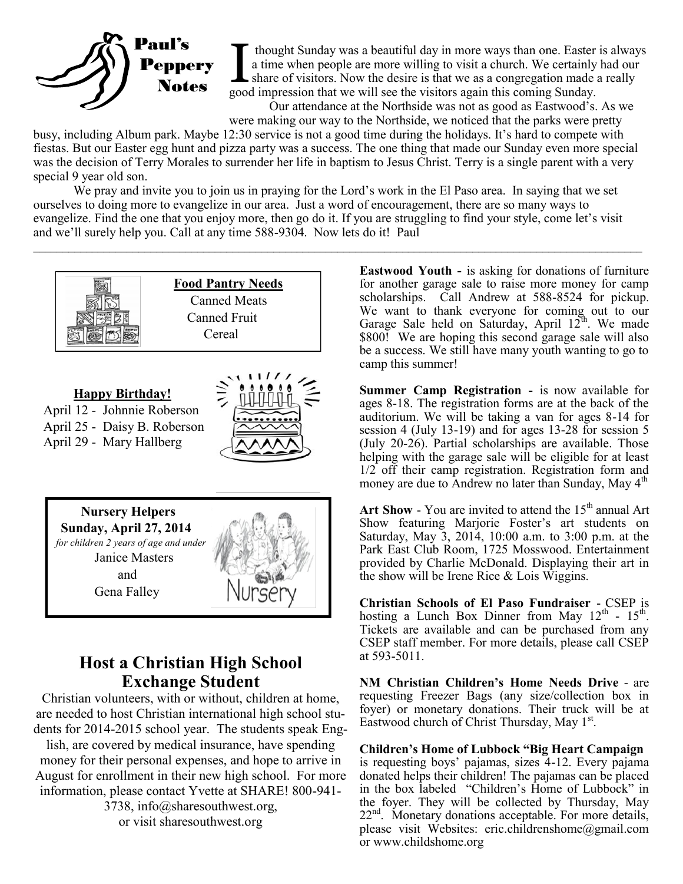## Paul's Peppery Notes

I thought Sunday was a beautiful day in more ways than one. Easter is always a time when people are more willing to visit a church. We certainly had our share of visitors. Now the desire is that we as a congregation made a really good impression that we will see the visitors again this coming Sunday.

Our attendance at the Northside was not as good as Eastwood's. As we were making our way to the Northside, we noticed that the parks were pretty busy, including Album park. Maybe 12:30 service is not a good time during the holidays. It's hard to compete with fiestas. But our Easter egg hunt and pizza party was a success. The one thing that made our Sunday even more special was the decision of Terry Morales to surrender her life in baptism to Jesus Christ. Terry is a single parent with a very special 9 year old son.

We pray and invite you to join us in praying for the Lord's work in the El Paso area. In saying that we set ourselves to doing more to evangelize in our area. Just a word of encouragement, there are so many ways to evangelize. Find the one that you enjoy more, then go do it. If you are struggling to find your style, come let's visit and we'll surely help you. Call at any time 588-9304. Now lets do it! Paul

---

**Food Pantry Needs**

Canned Meats
Canned Fruit
Cereal

**Happy Birthday!**

April 12 - Johnnie Roberson
April 25 - Daisy B. Roberson
April 29 - Mary Hallberg

**Nursery Helpers**
**Sunday, April 27, 2014**
*for children 2 years of age and under*
Janice Masters
and
Gena Falley

## Host a Christian High School Exchange Student

Christian volunteers, with or without, children at home, are needed to host Christian international high school students for 2014-2015 school year. The students speak English, are covered by medical insurance, have spending money for their personal expenses, and hope to arrive in August for enrollment in their new high school. For more information, please contact Yvette at SHARE! 800-941-3738, info@sharesouthwest.org, or visit sharesouthwest.org

**Eastwood Youth -** is asking for donations of furniture for another garage sale to raise more money for camp scholarships. Call Andrew at 588-8524 for pickup. We want to thank everyone for coming out to our Garage Sale held on Saturday, April 12th. We made $800! We are hoping this second garage sale will also be a success. We still have many youth wanting to go to camp this summer!

**Summer Camp Registration -** is now available for ages 8-18. The registration forms are at the back of the auditorium. We will be taking a van for ages 8-14 for session 4 (July 13-19) and for ages 13-28 for session 5 (July 20-26). Partial scholarships are available. Those helping with the garage sale will be eligible for at least 1/2 off their camp registration. Registration form and money are due to Andrew no later than Sunday, May 4th

**Art Show** - You are invited to attend the 15th annual Art Show featuring Marjorie Foster's art students on Saturday, May 3, 2014, 10:00 a.m. to 3:00 p.m. at the Park East Club Room, 1725 Mosswood. Entertainment provided by Charlie McDonald. Displaying their art in the show will be Irene Rice & Lois Wiggins.

**Christian Schools of El Paso Fundraiser** - CSEP is hosting a Lunch Box Dinner from May 12th - 15th. Tickets are available and can be purchased from any CSEP staff member. For more details, please call CSEP at 593-5011.

**NM Christian Children's Home Needs Drive** - are requesting Freezer Bags (any size/collection box in foyer) or monetary donations. Their truck will be at Eastwood church of Christ Thursday, May 1st.

**Children's Home of Lubbock "Big Heart Campaign** is requesting boys' pajamas, sizes 4-12. Every pajama donated helps their children! The pajamas can be placed in the box labeled "Children's Home of Lubbock" in the foyer. They will be collected by Thursday, May 22nd. Monetary donations acceptable. For more details, please visit Websites: eric.childrenshome@gmail.com or www.childshome.org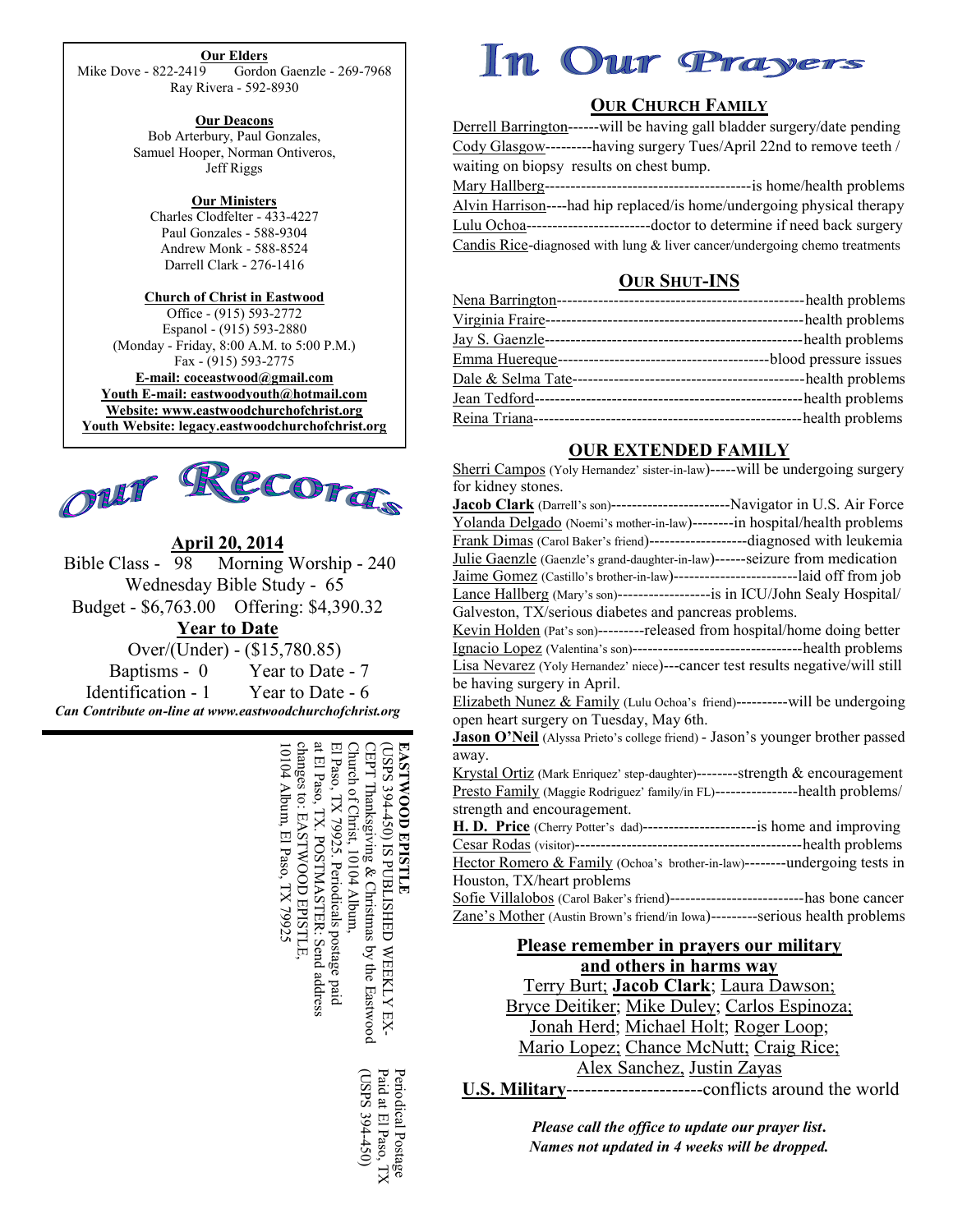**Our Elders**

Mike Dove - 822-2419 Gordon Gaenzle - 269-7968
Ray Rivera - 592-8930

**Our Deacons**

Bob Arterbury, Paul Gonzales, Samuel Hooper, Norman Ontiveros, Jeff Riggs

**Our Ministers**

Charles Clodfelter - 433-4227
Paul Gonzales - 588-9304
Andrew Monk - 588-8524
Darrell Clark - 276-1416

**Church of Christ in Eastwood**

Office - (915) 593-2772
Espanol - (915) 593-2880
(Monday - Friday, 8:00 A.M. to 5:00 P.M.)
Fax - (915) 593-2775
**E-mail: coceastwood@gmail.com**
**Youth E-mail: eastwoodyouth@hotmail.com**
**Website: www.eastwoodchurchofchrist.org**
**Youth Website: legacy.eastwoodchurchofchrist.org**

# Our Records

**April 20, 2014**

Bible Class - 98 Morning Worship - 240
Wednesday Bible Study - 65
Budget - $6,763.00 Offering: $4,390.32

**Year to Date**

Over/(Under) - ($15,780.85)
Baptisms - 0 Year to Date - 7
Identification - 1 Year to Date - 6

***Can Contribute on-line at www.eastwoodchurchofchrist.org***

**EASTWOOD EPISTLE** (USPS 394-450) IS PUBLISHED WEEKLY EXCEPT Thanksgiving & Christmas by the Eastwood Church of Christ, 10104 Album, El Paso, TX 79925. Periodicals postage paid at El Paso, TX. POSTMASTER: Send address changes to: EASTWOOD EPISTLE, 10104 Album, El Paso, TX 79925

Periodical Postage Paid at El Paso, TX (USPS 394-450)

# In Our Prayers

## Our Church Family

Derrell Barrington------will be having gall bladder surgery/date pending
Cody Glasgow---------having surgery Tues/April 22nd to remove teeth / waiting on biopsy results on chest bump.
Mary Hallberg----------------------------------------is home/health problems
Alvin Harrison----had hip replaced/is home/undergoing physical therapy
Lulu Ochoa------------------------doctor to determine if need back surgery
Candis Rice-diagnosed with lung & liver cancer/undergoing chemo treatments

## Our Shut-INS

Nena Barrington------------------------------------------------health problems
Virginia Fraire-------------------------------------------------health problems
Jay S. Gaenzle-------------------------------------------------health problems
Emma Huereque----------------------------------------blood pressure issues
Dale & Selma Tate---------------------------------------------health problems
Jean Tedford----------------------------------------------------health problems
Reina Triana----------------------------------------------------health problems

## OUR EXTENDED FAMILY

Sherri Campos (Yoly Hernandez' sister-in-law)-----will be undergoing surgery for kidney stones.
**Jacob Clark** (Darrell's son)-----------------------Navigator in U.S. Air Force
Yolanda Delgado (Noemi's mother-in-law)--------in hospital/health problems
Frank Dimas (Carol Baker's friend)-------------------diagnosed with leukemia
Julie Gaenzle (Gaenzle's grand-daughter-in-law)------seizure from medication
Jaime Gomez (Castillo's brother-in-law)------------------------laid off from job
Lance Hallberg (Mary's son)------------------is in ICU/John Sealy Hospital/ Galveston, TX/serious diabetes and pancreas problems.
Kevin Holden (Pat's son)---------released from hospital/home doing better
Ignacio Lopez (Valentina's son)---------------------------------health problems
Lisa Nevarez (Yoly Hernandez' niece)---cancer test results negative/will still be having surgery in April.
Elizabeth Nunez & Family (Lulu Ochoa's friend)----------will be undergoing open heart surgery on Tuesday, May 6th.
**Jason O'Neil** (Alyssa Prieto's college friend) - Jason's younger brother passed away.
Krystal Ortiz (Mark Enriquez' step-daughter)--------strength & encouragement
Presto Family (Maggie Rodriguez' family/in FL)----------------health problems/ strength and encouragement.
**H. D. Price** (Cherry Potter's dad)----------------------is home and improving
Cesar Rodas (visitor)--------------------------------------------health problems
Hector Romero & Family (Ochoa's brother-in-law)--------undergoing tests in Houston, TX/heart problems
Sofie Villalobos (Carol Baker's friend)--------------------------has bone cancer
Zane's Mother (Austin Brown's friend/in Iowa)---------serious health problems

**Please remember in prayers our military and others in harms way**

Terry Burt; **Jacob Clark**; Laura Dawson; Bryce Deitiker; Mike Duley; Carlos Espinoza; Jonah Herd; Michael Holt; Roger Loop; Mario Lopez; Chance McNutt; Craig Rice; Alex Sanchez, Justin Zayas

**U.S. Military**----------------------conflicts around the world

***Please call the office to update our prayer list. Names not updated in 4 weeks will be dropped.***